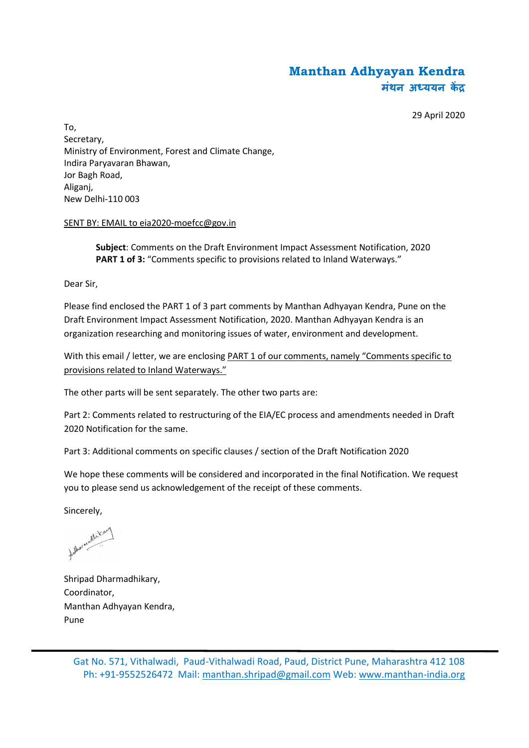# Manthan Adhyayan Kendra
## मंथन अध्ययन केंद्र

29 April 2020

To,
Secretary,
Ministry of Environment, Forest and Climate Change,
Indira Paryavaran Bhawan,
Jor Bagh Road,
Aliganj,
New Delhi-110 003

SENT BY: EMAIL to eia2020-moefcc@gov.in

> **Subject**: Comments on the Draft Environment Impact Assessment Notification, 2020
> **PART 1 of 3:** "Comments specific to provisions related to Inland Waterways."

Dear Sir,

Please find enclosed the PART 1 of 3 part comments by Manthan Adhyayan Kendra, Pune on the Draft Environment Impact Assessment Notification, 2020. Manthan Adhyayan Kendra is an organization researching and monitoring issues of water, environment and development.

With this email / letter, we are enclosing PART 1 of our comments, namely "Comments specific to provisions related to Inland Waterways."

The other parts will be sent separately. The other two parts are:

Part 2: Comments related to restructuring of the EIA/EC process and amendments needed in Draft 2020 Notification for the same.

Part 3: Additional comments on specific clauses / section of the Draft Notification 2020

We hope these comments will be considered and incorporated in the final Notification. We request you to please send us acknowledgement of the receipt of these comments.

Sincerely,

Shripad Dharmadhikary,
Coordinator,
Manthan Adhyayan Kendra,
Pune

Gat No. 571, Vithalwadi, Paud-Vithalwadi Road, Paud, District Pune, Maharashtra 412 108
Ph: +91-9552526472 Mail: manthan.shripad@gmail.com Web: www.manthan-india.org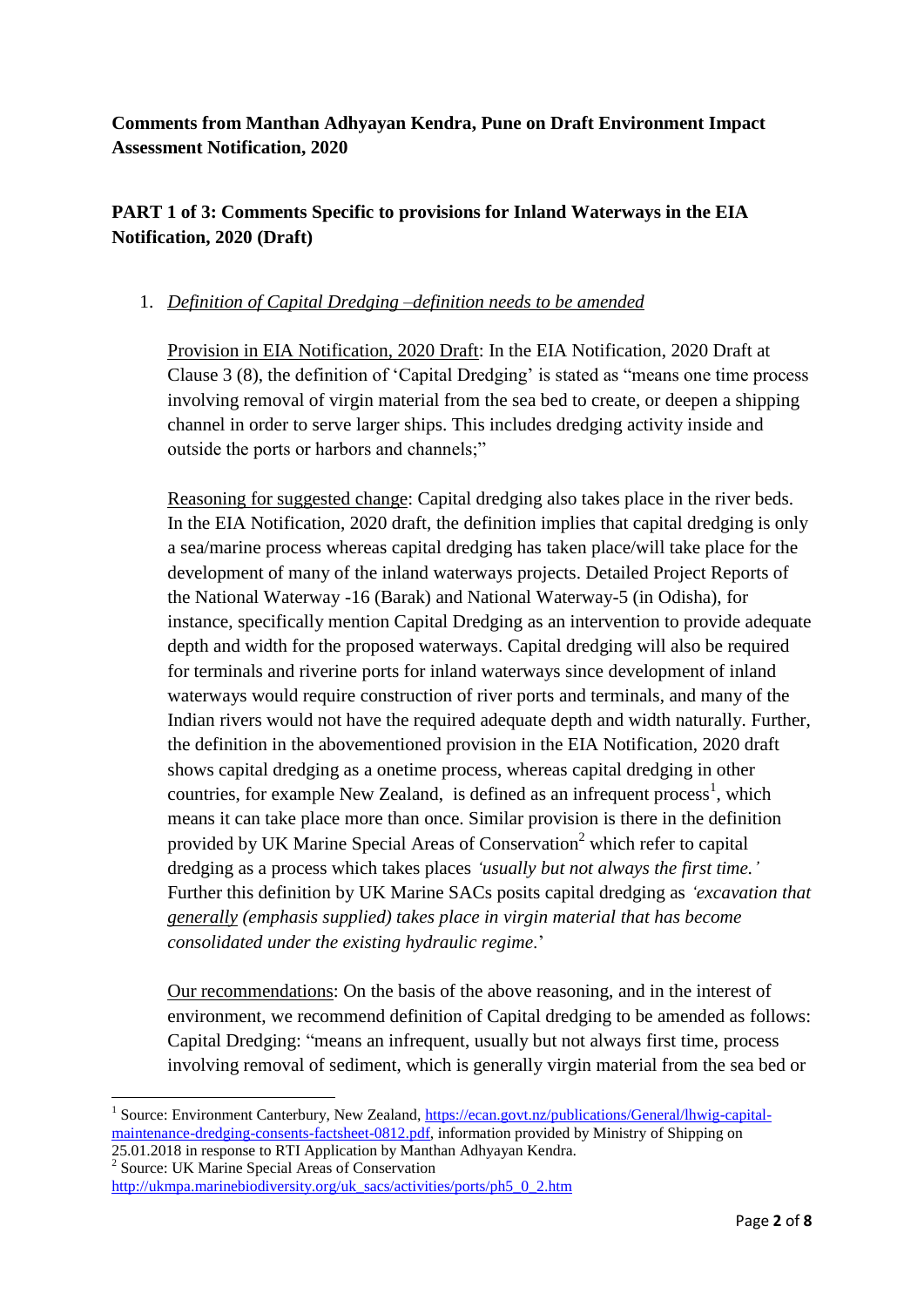**Comments from Manthan Adhyayan Kendra, Pune on Draft Environment Impact Assessment Notification, 2020**

**PART 1 of 3: Comments Specific to provisions for Inland Waterways in the EIA Notification, 2020 (Draft)**

1. *Definition of Capital Dredging –definition needs to be amended*

   Provision in EIA Notification, 2020 Draft: In the EIA Notification, 2020 Draft at Clause 3 (8), the definition of 'Capital Dredging' is stated as "means one time process involving removal of virgin material from the sea bed to create, or deepen a shipping channel in order to serve larger ships. This includes dredging activity inside and outside the ports or harbors and channels;"

   Reasoning for suggested change: Capital dredging also takes place in the river beds. In the EIA Notification, 2020 draft, the definition implies that capital dredging is only a sea/marine process whereas capital dredging has taken place/will take place for the development of many of the inland waterways projects. Detailed Project Reports of the National Waterway -16 (Barak) and National Waterway-5 (in Odisha), for instance, specifically mention Capital Dredging as an intervention to provide adequate depth and width for the proposed waterways. Capital dredging will also be required for terminals and riverine ports for inland waterways since development of inland waterways would require construction of river ports and terminals, and many of the Indian rivers would not have the required adequate depth and width naturally. Further, the definition in the abovementioned provision in the EIA Notification, 2020 draft shows capital dredging as a onetime process, whereas capital dredging in other countries, for example New Zealand, is defined as an infrequent process[1], which means it can take place more than once. Similar provision is there in the definition provided by UK Marine Special Areas of Conservation[2] which refer to capital dredging as a process which takes places *'usually but not always the first time.'* Further this definition by UK Marine SACs posits capital dredging as *'excavation that __generally__ (emphasis supplied) takes place in virgin material that has become consolidated under the existing hydraulic regime.*'

   Our recommendations: On the basis of the above reasoning, and in the interest of environment, we recommend definition of Capital dredging to be amended as follows: Capital Dredging: "means an infrequent, usually but not always first time, process involving removal of sediment, which is generally virgin material from the sea bed or

---

[1] Source: Environment Canterbury, New Zealand, https://ecan.govt.nz/publications/General/lhwig-capital-maintenance-dredging-consents-factsheet-0812.pdf, information provided by Ministry of Shipping on 25.01.2018 in response to RTI Application by Manthan Adhyayan Kendra.

[2] Source: UK Marine Special Areas of Conservation http://ukmpa.marinebiodiversity.org/uk_sacs/activities/ports/ph5_0_2.htm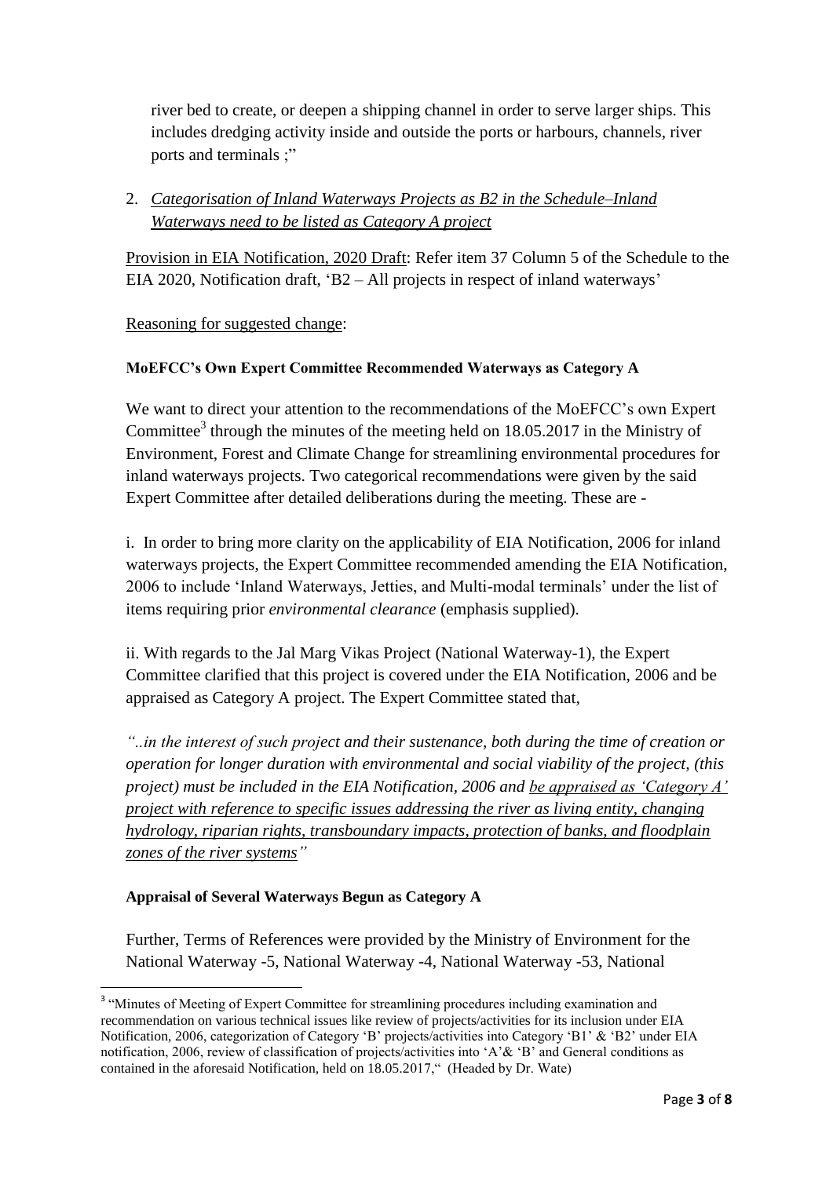river bed to create, or deepen a shipping channel in order to serve larger ships. This includes dredging activity inside and outside the ports or harbours, channels, river ports and terminals ;"

2. *Categorisation of Inland Waterways Projects as B2 in the Schedule–Inland Waterways need to be listed as Category A project*

Provision in EIA Notification, 2020 Draft: Refer item 37 Column 5 of the Schedule to the EIA 2020, Notification draft, 'B2 – All projects in respect of inland waterways'

Reasoning for suggested change:

**MoEFCC's Own Expert Committee Recommended Waterways as Category A**

We want to direct your attention to the recommendations of the MoEFCC's own Expert Committee[3] through the minutes of the meeting held on 18.05.2017 in the Ministry of Environment, Forest and Climate Change for streamlining environmental procedures for inland waterways projects. Two categorical recommendations were given by the said Expert Committee after detailed deliberations during the meeting. These are -

i. In order to bring more clarity on the applicability of EIA Notification, 2006 for inland waterways projects, the Expert Committee recommended amending the EIA Notification, 2006 to include 'Inland Waterways, Jetties, and Multi-modal terminals' under the list of items requiring prior *environmental clearance* (emphasis supplied).

ii. With regards to the Jal Marg Vikas Project (National Waterway-1), the Expert Committee clarified that this project is covered under the EIA Notification, 2006 and be appraised as Category A project. The Expert Committee stated that,

*"..in the interest of such project and their sustenance, both during the time of creation or operation for longer duration with environmental and social viability of the project, (this project) must be included in the EIA Notification, 2006 and be appraised as 'Category A' project with reference to specific issues addressing the river as living entity, changing hydrology, riparian rights, transboundary impacts, protection of banks, and floodplain zones of the river systems"*

**Appraisal of Several Waterways Begun as Category A**

Further, Terms of References were provided by the Ministry of Environment for the National Waterway -5, National Waterway -4, National Waterway -53, National

[3] "Minutes of Meeting of Expert Committee for streamlining procedures including examination and recommendation on various technical issues like review of projects/activities for its inclusion under EIA Notification, 2006, categorization of Category 'B' projects/activities into Category 'B1' & 'B2' under EIA notification, 2006, review of classification of projects/activities into 'A'& 'B' and General conditions as contained in the aforesaid Notification, held on 18.05.2017," (Headed by Dr. Wate)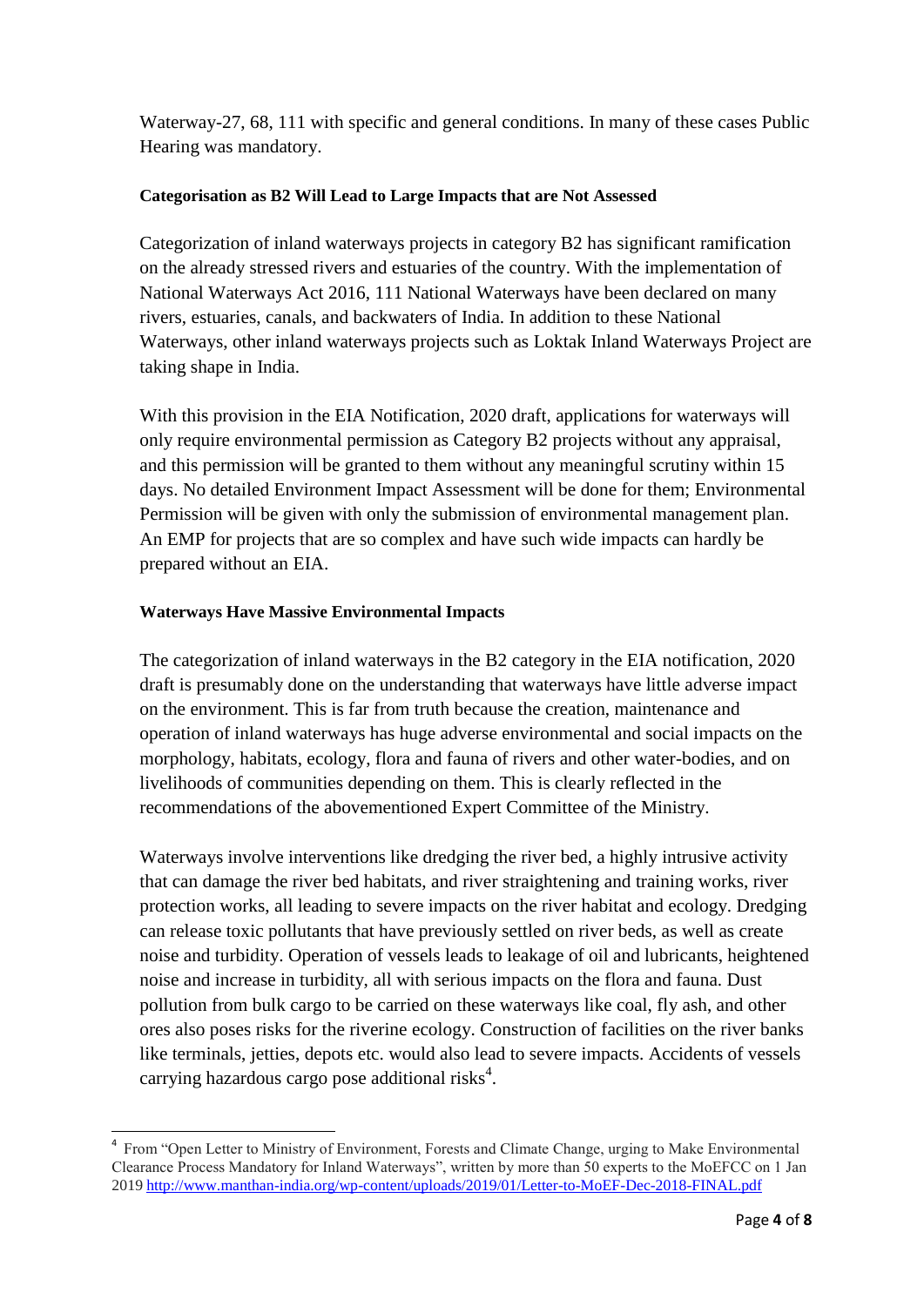Waterway-27, 68, 111 with specific and general conditions. In many of these cases Public Hearing was mandatory.

**Categorisation as B2 Will Lead to Large Impacts that are Not Assessed**

Categorization of inland waterways projects in category B2 has significant ramification on the already stressed rivers and estuaries of the country. With the implementation of National Waterways Act 2016, 111 National Waterways have been declared on many rivers, estuaries, canals, and backwaters of India. In addition to these National Waterways, other inland waterways projects such as Loktak Inland Waterways Project are taking shape in India.

With this provision in the EIA Notification, 2020 draft, applications for waterways will only require environmental permission as Category B2 projects without any appraisal, and this permission will be granted to them without any meaningful scrutiny within 15 days. No detailed Environment Impact Assessment will be done for them; Environmental Permission will be given with only the submission of environmental management plan. An EMP for projects that are so complex and have such wide impacts can hardly be prepared without an EIA.

**Waterways Have Massive Environmental Impacts**

The categorization of inland waterways in the B2 category in the EIA notification, 2020 draft is presumably done on the understanding that waterways have little adverse impact on the environment. This is far from truth because the creation, maintenance and operation of inland waterways has huge adverse environmental and social impacts on the morphology, habitats, ecology, flora and fauna of rivers and other water-bodies, and on livelihoods of communities depending on them. This is clearly reflected in the recommendations of the abovementioned Expert Committee of the Ministry.

Waterways involve interventions like dredging the river bed, a highly intrusive activity that can damage the river bed habitats, and river straightening and training works, river protection works, all leading to severe impacts on the river habitat and ecology. Dredging can release toxic pollutants that have previously settled on river beds, as well as create noise and turbidity. Operation of vessels leads to leakage of oil and lubricants, heightened noise and increase in turbidity, all with serious impacts on the flora and fauna. Dust pollution from bulk cargo to be carried on these waterways like coal, fly ash, and other ores also poses risks for the riverine ecology. Construction of facilities on the river banks like terminals, jetties, depots etc. would also lead to severe impacts. Accidents of vessels carrying hazardous cargo pose additional risks[4].

---

[4] From "Open Letter to Ministry of Environment, Forests and Climate Change, urging to Make Environmental Clearance Process Mandatory for Inland Waterways", written by more than 50 experts to the MoEFCC on 1 Jan 2019 http://www.manthan-india.org/wp-content/uploads/2019/01/Letter-to-MoEF-Dec-2018-FINAL.pdf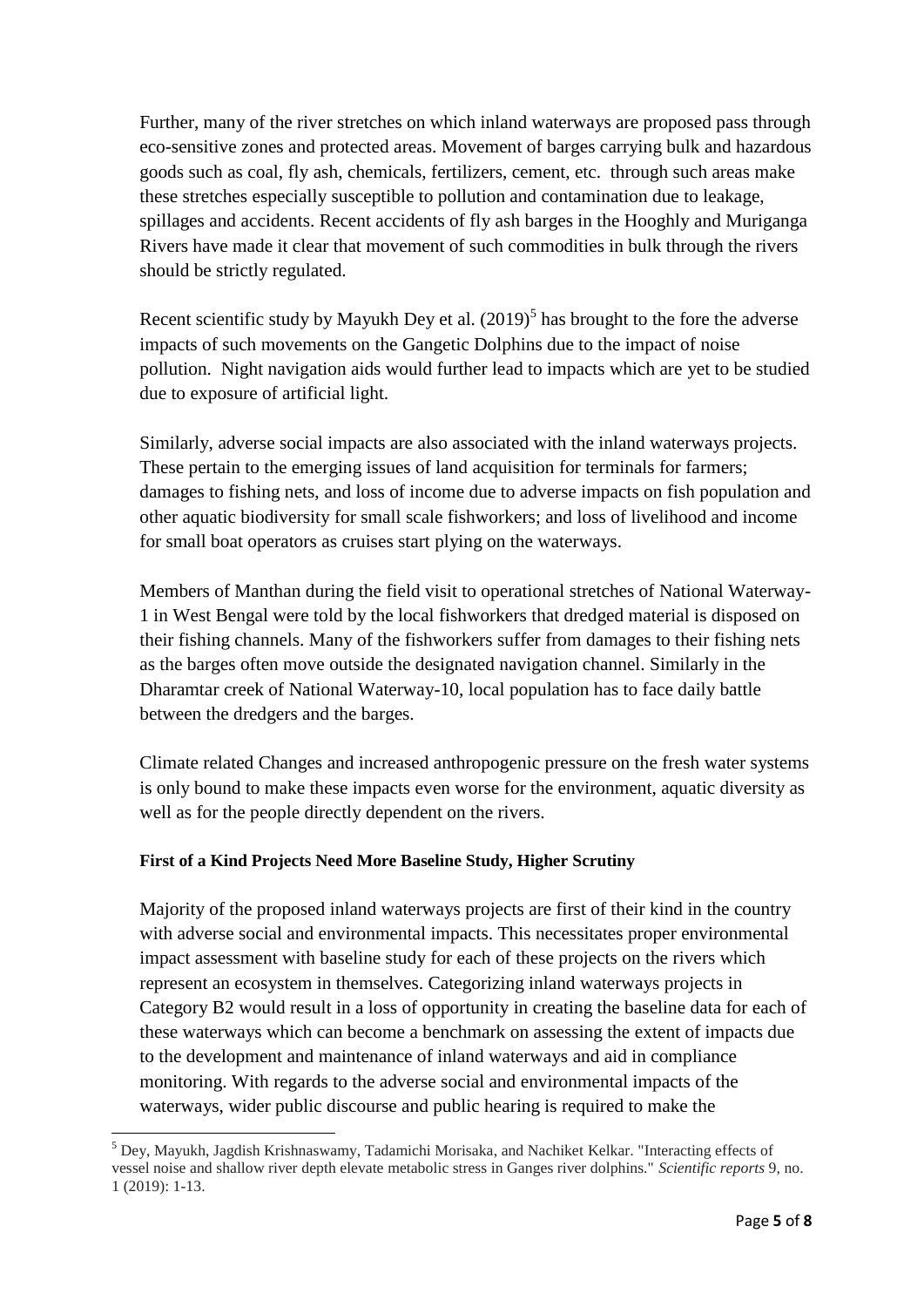Further, many of the river stretches on which inland waterways are proposed pass through eco-sensitive zones and protected areas. Movement of barges carrying bulk and hazardous goods such as coal, fly ash, chemicals, fertilizers, cement, etc. through such areas make these stretches especially susceptible to pollution and contamination due to leakage, spillages and accidents. Recent accidents of fly ash barges in the Hooghly and Muriganga Rivers have made it clear that movement of such commodities in bulk through the rivers should be strictly regulated.

Recent scientific study by Mayukh Dey et al. (2019)[5] has brought to the fore the adverse impacts of such movements on the Gangetic Dolphins due to the impact of noise pollution. Night navigation aids would further lead to impacts which are yet to be studied due to exposure of artificial light.

Similarly, adverse social impacts are also associated with the inland waterways projects. These pertain to the emerging issues of land acquisition for terminals for farmers; damages to fishing nets, and loss of income due to adverse impacts on fish population and other aquatic biodiversity for small scale fishworkers; and loss of livelihood and income for small boat operators as cruises start plying on the waterways.

Members of Manthan during the field visit to operational stretches of National Waterway-1 in West Bengal were told by the local fishworkers that dredged material is disposed on their fishing channels. Many of the fishworkers suffer from damages to their fishing nets as the barges often move outside the designated navigation channel. Similarly in the Dharamtar creek of National Waterway-10, local population has to face daily battle between the dredgers and the barges.

Climate related Changes and increased anthropogenic pressure on the fresh water systems is only bound to make these impacts even worse for the environment, aquatic diversity as well as for the people directly dependent on the rivers.

**First of a Kind Projects Need More Baseline Study, Higher Scrutiny**

Majority of the proposed inland waterways projects are first of their kind in the country with adverse social and environmental impacts. This necessitates proper environmental impact assessment with baseline study for each of these projects on the rivers which represent an ecosystem in themselves. Categorizing inland waterways projects in Category B2 would result in a loss of opportunity in creating the baseline data for each of these waterways which can become a benchmark on assessing the extent of impacts due to the development and maintenance of inland waterways and aid in compliance monitoring. With regards to the adverse social and environmental impacts of the waterways, wider public discourse and public hearing is required to make the

[5] Dey, Mayukh, Jagdish Krishnaswamy, Tadamichi Morisaka, and Nachiket Kelkar. "Interacting effects of vessel noise and shallow river depth elevate metabolic stress in Ganges river dolphins." *Scientific reports* 9, no. 1 (2019): 1-13.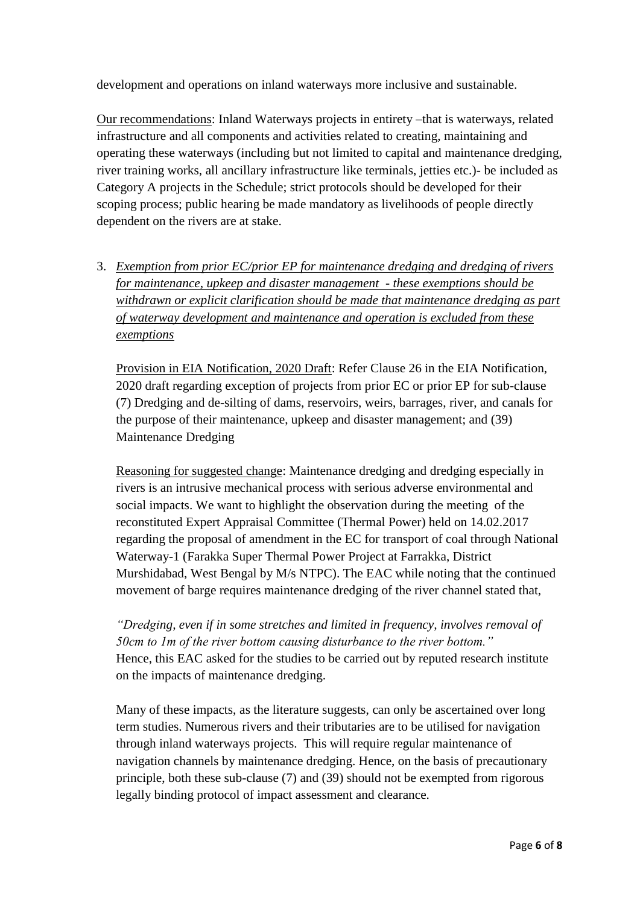development and operations on inland waterways more inclusive and sustainable.

Our recommendations: Inland Waterways projects in entirety –that is waterways, related infrastructure and all components and activities related to creating, maintaining and operating these waterways (including but not limited to capital and maintenance dredging, river training works, all ancillary infrastructure like terminals, jetties etc.)- be included as Category A projects in the Schedule; strict protocols should be developed for their scoping process; public hearing be made mandatory as livelihoods of people directly dependent on the rivers are at stake.

3. *Exemption from prior EC/prior EP for maintenance dredging and dredging of rivers for maintenance, upkeep and disaster management - these exemptions should be withdrawn or explicit clarification should be made that maintenance dredging as part of waterway development and maintenance and operation is excluded from these exemptions*

   Provision in EIA Notification, 2020 Draft: Refer Clause 26 in the EIA Notification, 2020 draft regarding exception of projects from prior EC or prior EP for sub-clause (7) Dredging and de-silting of dams, reservoirs, weirs, barrages, river, and canals for the purpose of their maintenance, upkeep and disaster management; and (39) Maintenance Dredging

   Reasoning for suggested change: Maintenance dredging and dredging especially in rivers is an intrusive mechanical process with serious adverse environmental and social impacts. We want to highlight the observation during the meeting of the reconstituted Expert Appraisal Committee (Thermal Power) held on 14.02.2017 regarding the proposal of amendment in the EC for transport of coal through National Waterway-1 (Farakka Super Thermal Power Project at Farrakka, District Murshidabad, West Bengal by M/s NTPC). The EAC while noting that the continued movement of barge requires maintenance dredging of the river channel stated that,

   *"Dredging, even if in some stretches and limited in frequency, involves removal of 50cm to 1m of the river bottom causing disturbance to the river bottom."*
   Hence, this EAC asked for the studies to be carried out by reputed research institute on the impacts of maintenance dredging.

   Many of these impacts, as the literature suggests, can only be ascertained over long term studies. Numerous rivers and their tributaries are to be utilised for navigation through inland waterways projects. This will require regular maintenance of navigation channels by maintenance dredging. Hence, on the basis of precautionary principle, both these sub-clause (7) and (39) should not be exempted from rigorous legally binding protocol of impact assessment and clearance.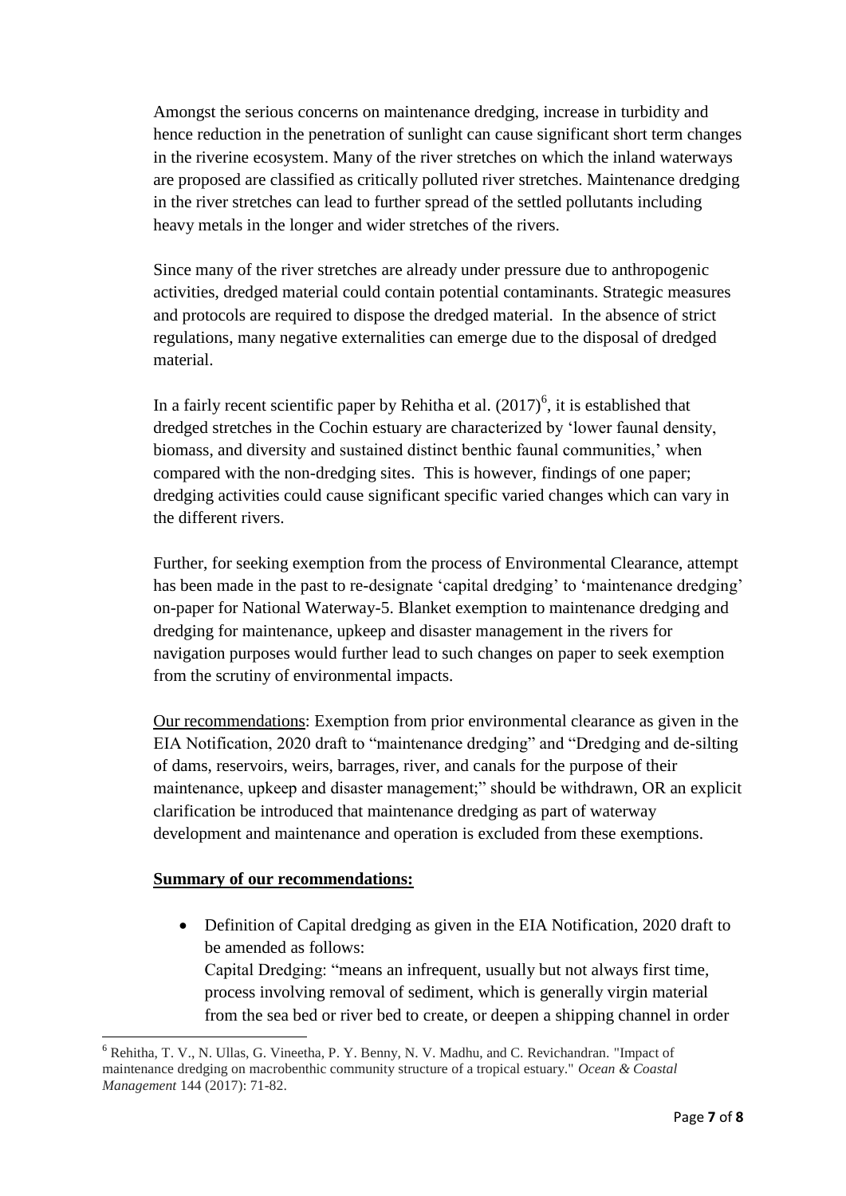Amongst the serious concerns on maintenance dredging, increase in turbidity and hence reduction in the penetration of sunlight can cause significant short term changes in the riverine ecosystem. Many of the river stretches on which the inland waterways are proposed are classified as critically polluted river stretches. Maintenance dredging in the river stretches can lead to further spread of the settled pollutants including heavy metals in the longer and wider stretches of the rivers.

Since many of the river stretches are already under pressure due to anthropogenic activities, dredged material could contain potential contaminants. Strategic measures and protocols are required to dispose the dredged material. In the absence of strict regulations, many negative externalities can emerge due to the disposal of dredged material.

In a fairly recent scientific paper by Rehitha et al. (2017)[6], it is established that dredged stretches in the Cochin estuary are characterized by 'lower faunal density, biomass, and diversity and sustained distinct benthic faunal communities,' when compared with the non-dredging sites. This is however, findings of one paper; dredging activities could cause significant specific varied changes which can vary in the different rivers.

Further, for seeking exemption from the process of Environmental Clearance, attempt has been made in the past to re-designate 'capital dredging' to 'maintenance dredging' on-paper for National Waterway-5. Blanket exemption to maintenance dredging and dredging for maintenance, upkeep and disaster management in the rivers for navigation purposes would further lead to such changes on paper to seek exemption from the scrutiny of environmental impacts.

Our recommendations: Exemption from prior environmental clearance as given in the EIA Notification, 2020 draft to "maintenance dredging" and "Dredging and de-silting of dams, reservoirs, weirs, barrages, river, and canals for the purpose of their maintenance, upkeep and disaster management;" should be withdrawn, OR an explicit clarification be introduced that maintenance dredging as part of waterway development and maintenance and operation is excluded from these exemptions.

**Summary of our recommendations:**

- Definition of Capital dredging as given in the EIA Notification, 2020 draft to be amended as follows:
  Capital Dredging: "means an infrequent, usually but not always first time, process involving removal of sediment, which is generally virgin material from the sea bed or river bed to create, or deepen a shipping channel in order

[6] Rehitha, T. V., N. Ullas, G. Vineetha, P. Y. Benny, N. V. Madhu, and C. Revichandran. "Impact of maintenance dredging on macrobenthic community structure of a tropical estuary." *Ocean & Coastal Management* 144 (2017): 71-82.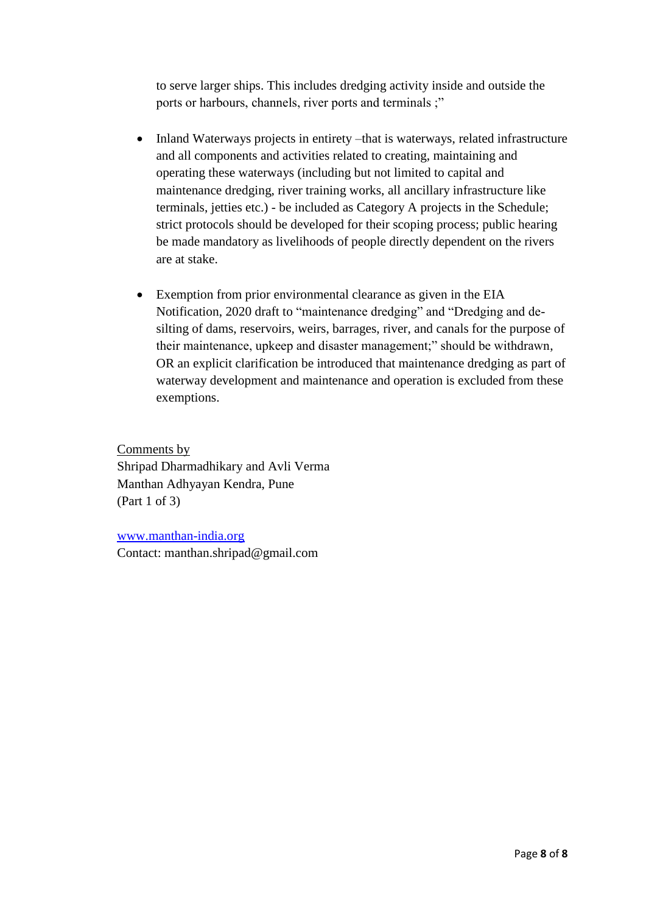to serve larger ships. This includes dredging activity inside and outside the ports or harbours, channels, river ports and terminals ;"

- Inland Waterways projects in entirety –that is waterways, related infrastructure and all components and activities related to creating, maintaining and operating these waterways (including but not limited to capital and maintenance dredging, river training works, all ancillary infrastructure like terminals, jetties etc.) - be included as Category A projects in the Schedule; strict protocols should be developed for their scoping process; public hearing be made mandatory as livelihoods of people directly dependent on the rivers are at stake.

- Exemption from prior environmental clearance as given in the EIA Notification, 2020 draft to "maintenance dredging" and "Dredging and de-silting of dams, reservoirs, weirs, barrages, river, and canals for the purpose of their maintenance, upkeep and disaster management;" should be withdrawn, OR an explicit clarification be introduced that maintenance dredging as part of waterway development and maintenance and operation is excluded from these exemptions.

Comments by
Shripad Dharmadhikary and Avli Verma
Manthan Adhyayan Kendra, Pune
(Part 1 of 3)

[www.manthan-india.org](http://www.manthan-india.org)
Contact: manthan.shripad@gmail.com